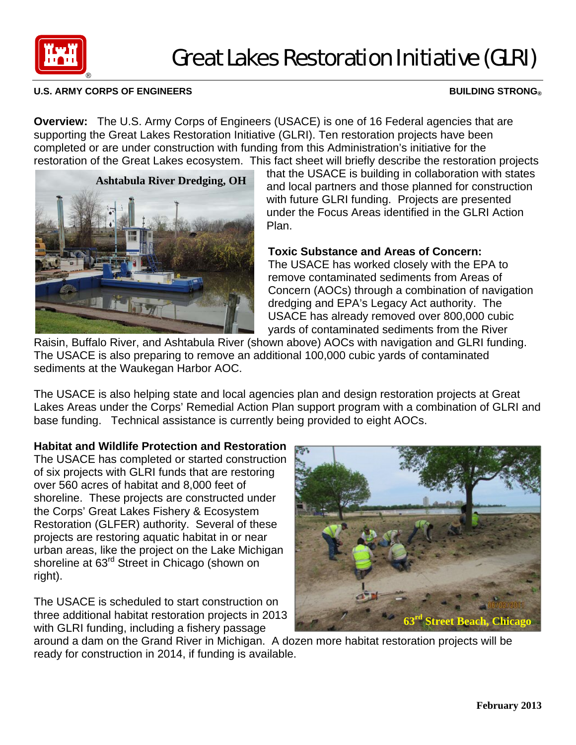# Great Lakes Restoration Initiative (GLRI)

**U.S. ARMY CORPS OF ENGINEERS** **BUILDING STRONG®**

**Overview:** The U.S. Army Corps of Engineers (USACE) is one of 16 Federal agencies that are supporting the Great Lakes Restoration Initiative (GLRI). Ten restoration projects have been completed or are under construction with funding from this Administration's initiative for the restoration of the Great Lakes ecosystem. This fact sheet will briefly describe the restoration projects that the USACE is building in collaboration with states and local partners and those planned for construction with future GLRI funding. Projects are presented under the Focus Areas identified in the GLRI Action Plan.

Ashtabula River Dredging, OH

**Toxic Substance and Areas of Concern:**
The USACE has worked closely with the EPA to remove contaminated sediments from Areas of Concern (AOCs) through a combination of navigation dredging and EPA's Legacy Act authority. The USACE has already removed over 800,000 cubic yards of contaminated sediments from the River Raisin, Buffalo River, and Ashtabula River (shown above) AOCs with navigation and GLRI funding. The USACE is also preparing to remove an additional 100,000 cubic yards of contaminated sediments at the Waukegan Harbor AOC.

The USACE is also helping state and local agencies plan and design restoration projects at Great Lakes Areas under the Corps' Remedial Action Plan support program with a combination of GLRI and base funding. Technical assistance is currently being provided to eight AOCs.

**Habitat and Wildlife Protection and Restoration**
The USACE has completed or started construction of six projects with GLRI funds that are restoring over 560 acres of habitat and 8,000 feet of shoreline. These projects are constructed under the Corps' Great Lakes Fishery & Ecosystem Restoration (GLFER) authority. Several of these projects are restoring aquatic habitat in or near urban areas, like the project on the Lake Michigan shoreline at 63rd Street in Chicago (shown on right).

63rd Street Beach, Chicago

The USACE is scheduled to start construction on three additional habitat restoration projects in 2013 with GLRI funding, including a fishery passage around a dam on the Grand River in Michigan. A dozen more habitat restoration projects will be ready for construction in 2014, if funding is available.

February 2013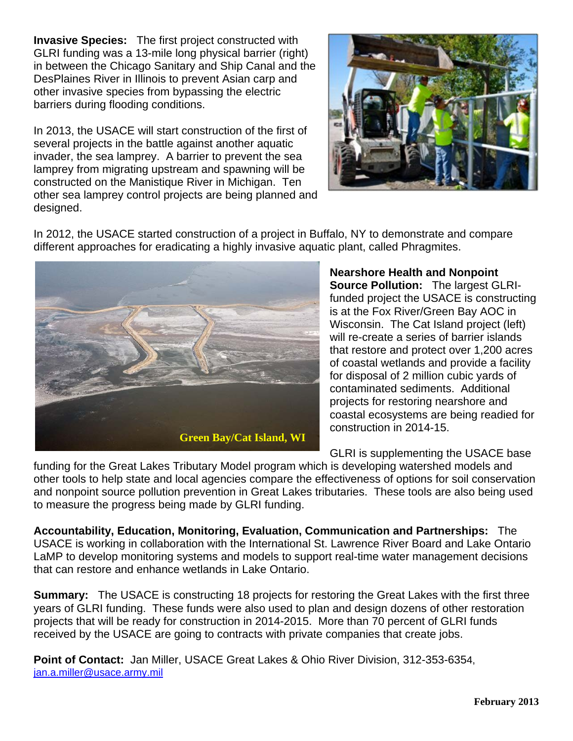**Invasive Species:** The first project constructed with GLRI funding was a 13-mile long physical barrier (right) in between the Chicago Sanitary and Ship Canal and the DesPlaines River in Illinois to prevent Asian carp and other invasive species from bypassing the electric barriers during flooding conditions.

In 2013, the USACE will start construction of the first of several projects in the battle against another aquatic invader, the sea lamprey. A barrier to prevent the sea lamprey from migrating upstream and spawning will be constructed on the Manistique River in Michigan. Ten other sea lamprey control projects are being planned and designed.

In 2012, the USACE started construction of a project in Buffalo, NY to demonstrate and compare different approaches for eradicating a highly invasive aquatic plant, called Phragmites.

Green Bay/Cat Island, WI

**Nearshore Health and Nonpoint Source Pollution:** The largest GLRI-funded project the USACE is constructing is at the Fox River/Green Bay AOC in Wisconsin. The Cat Island project (left) will re-create a series of barrier islands that restore and protect over 1,200 acres of coastal wetlands and provide a facility for disposal of 2 million cubic yards of contaminated sediments. Additional projects for restoring nearshore and coastal ecosystems are being readied for construction in 2014-15.

GLRI is supplementing the USACE base funding for the Great Lakes Tributary Model program which is developing watershed models and other tools to help state and local agencies compare the effectiveness of options for soil conservation and nonpoint source pollution prevention in Great Lakes tributaries. These tools are also being used to measure the progress being made by GLRI funding.

**Accountability, Education, Monitoring, Evaluation, Communication and Partnerships:** The USACE is working in collaboration with the International St. Lawrence River Board and Lake Ontario LaMP to develop monitoring systems and models to support real-time water management decisions that can restore and enhance wetlands in Lake Ontario.

**Summary:** The USACE is constructing 18 projects for restoring the Great Lakes with the first three years of GLRI funding. These funds were also used to plan and design dozens of other restoration projects that will be ready for construction in 2014-2015. More than 70 percent of GLRI funds received by the USACE are going to contracts with private companies that create jobs.

**Point of Contact:** Jan Miller, USACE Great Lakes & Ohio River Division, 312-353-6354, jan.a.miller@usace.army.mil

**February 2013**